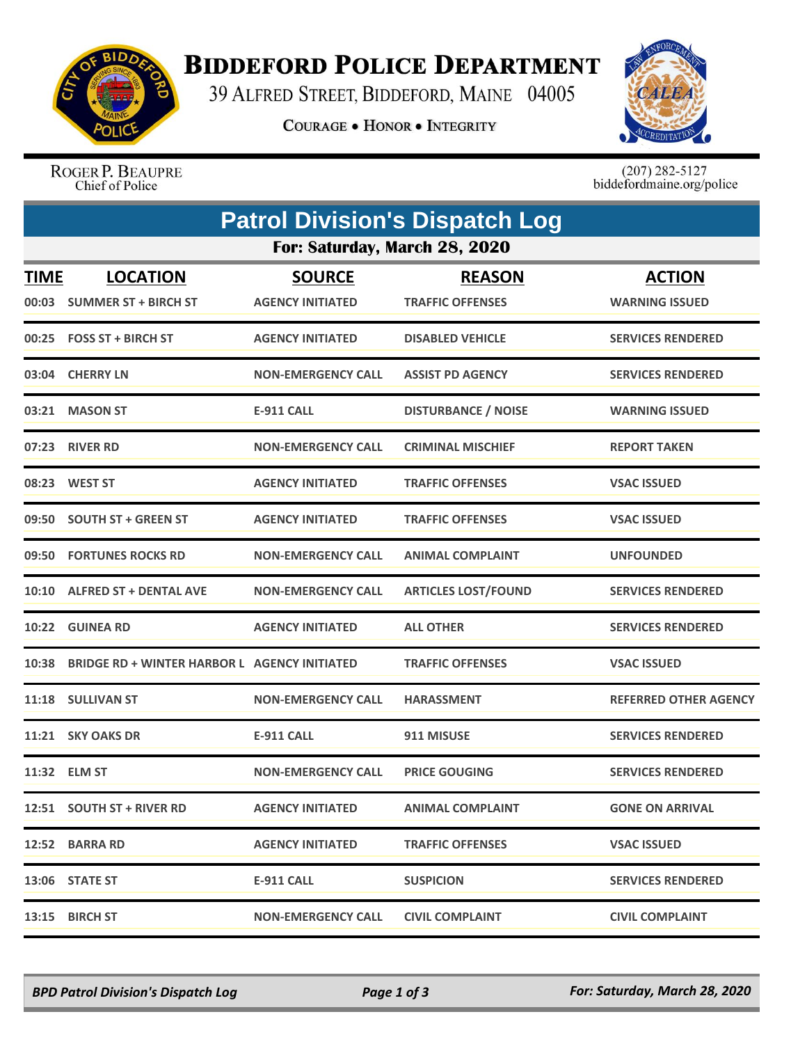# BIDDEFORD POLICE DEPARTMENT

39 ALFRED STREET, BIDDEFORD, MAINE 04005

COURAGE • HONOR • INTEGRITY

ROGER P. BEAUPRE
Chief of Police

(207) 282-5127
biddefordmaine.org/police

## Patrol Division's Dispatch Log

### For: Saturday, March 28, 2020

| TIME | LOCATION | SOURCE | REASON | ACTION |
|---|---|---|---|---|
| 00:03 | SUMMER ST + BIRCH ST | AGENCY INITIATED | TRAFFIC OFFENSES | WARNING ISSUED |
| 00:25 | FOSS ST + BIRCH ST | AGENCY INITIATED | DISABLED VEHICLE | SERVICES RENDERED |
| 03:04 | CHERRY LN | NON-EMERGENCY CALL | ASSIST PD AGENCY | SERVICES RENDERED |
| 03:21 | MASON ST | E-911 CALL | DISTURBANCE / NOISE | WARNING ISSUED |
| 07:23 | RIVER RD | NON-EMERGENCY CALL | CRIMINAL MISCHIEF | REPORT TAKEN |
| 08:23 | WEST ST | AGENCY INITIATED | TRAFFIC OFFENSES | VSAC ISSUED |
| 09:50 | SOUTH ST + GREEN ST | AGENCY INITIATED | TRAFFIC OFFENSES | VSAC ISSUED |
| 09:50 | FORTUNES ROCKS RD | NON-EMERGENCY CALL | ANIMAL COMPLAINT | UNFOUNDED |
| 10:10 | ALFRED ST + DENTAL AVE | NON-EMERGENCY CALL | ARTICLES LOST/FOUND | SERVICES RENDERED |
| 10:22 | GUINEA RD | AGENCY INITIATED | ALL OTHER | SERVICES RENDERED |
| 10:38 | BRIDGE RD + WINTER HARBOR L | AGENCY INITIATED | TRAFFIC OFFENSES | VSAC ISSUED |
| 11:18 | SULLIVAN ST | NON-EMERGENCY CALL | HARASSMENT | REFERRED OTHER AGENCY |
| 11:21 | SKY OAKS DR | E-911 CALL | 911 MISUSE | SERVICES RENDERED |
| 11:32 | ELM ST | NON-EMERGENCY CALL | PRICE GOUGING | SERVICES RENDERED |
| 12:51 | SOUTH ST + RIVER RD | AGENCY INITIATED | ANIMAL COMPLAINT | GONE ON ARRIVAL |
| 12:52 | BARRA RD | AGENCY INITIATED | TRAFFIC OFFENSES | VSAC ISSUED |
| 13:06 | STATE ST | E-911 CALL | SUSPICION | SERVICES RENDERED |
| 13:15 | BIRCH ST | NON-EMERGENCY CALL | CIVIL COMPLAINT | CIVIL COMPLAINT |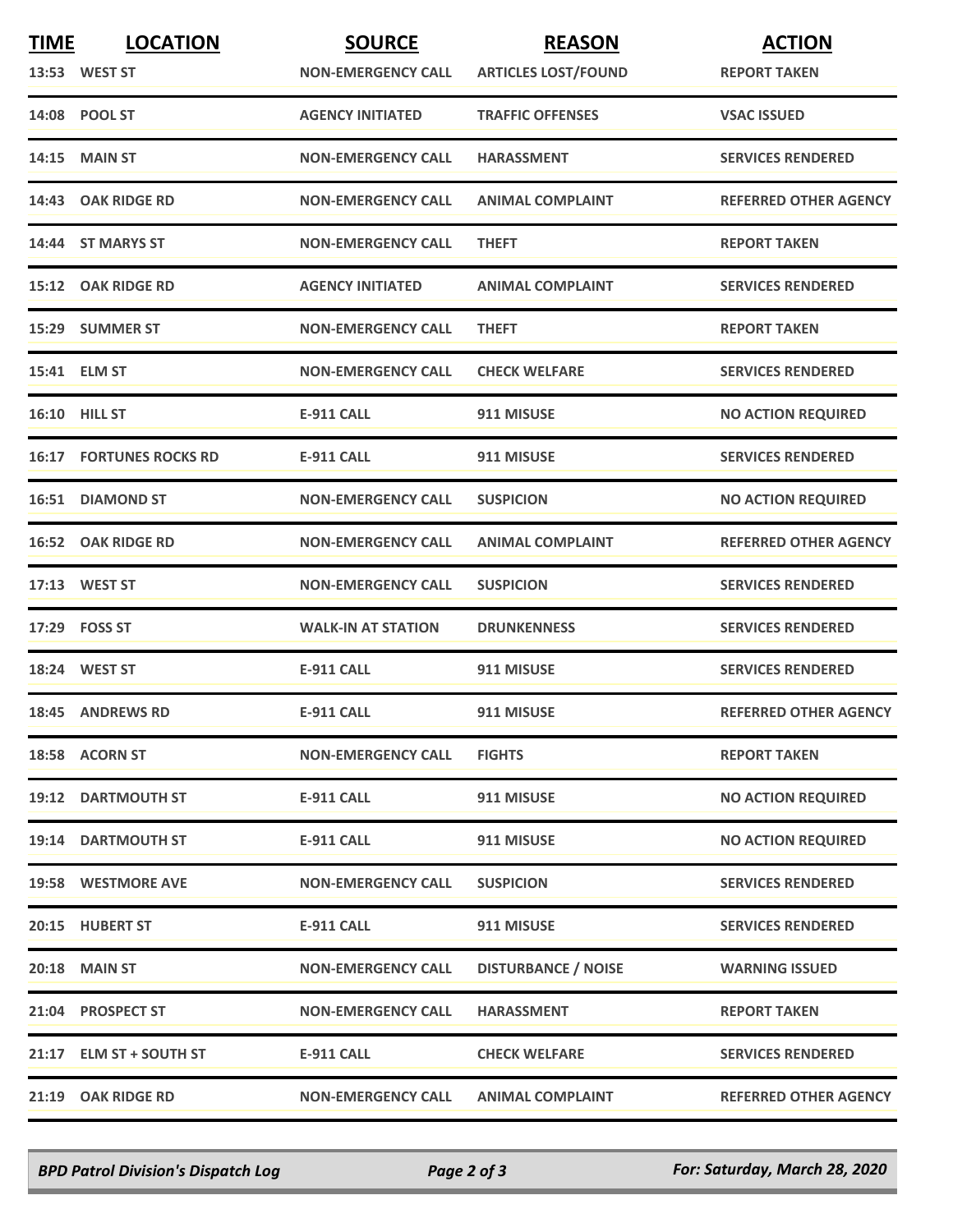| TIME | LOCATION | SOURCE | REASON | ACTION |
| --- | --- | --- | --- | --- |
| 13:53 | WEST ST | NON-EMERGENCY CALL | ARTICLES LOST/FOUND | REPORT TAKEN |
| 14:08 | POOL ST | AGENCY INITIATED | TRAFFIC OFFENSES | VSAC ISSUED |
| 14:15 | MAIN ST | NON-EMERGENCY CALL | HARASSMENT | SERVICES RENDERED |
| 14:43 | OAK RIDGE RD | NON-EMERGENCY CALL | ANIMAL COMPLAINT | REFERRED OTHER AGENCY |
| 14:44 | ST MARYS ST | NON-EMERGENCY CALL | THEFT | REPORT TAKEN |
| 15:12 | OAK RIDGE RD | AGENCY INITIATED | ANIMAL COMPLAINT | SERVICES RENDERED |
| 15:29 | SUMMER ST | NON-EMERGENCY CALL | THEFT | REPORT TAKEN |
| 15:41 | ELM ST | NON-EMERGENCY CALL | CHECK WELFARE | SERVICES RENDERED |
| 16:10 | HILL ST | E-911 CALL | 911 MISUSE | NO ACTION REQUIRED |
| 16:17 | FORTUNES ROCKS RD | E-911 CALL | 911 MISUSE | SERVICES RENDERED |
| 16:51 | DIAMOND ST | NON-EMERGENCY CALL | SUSPICION | NO ACTION REQUIRED |
| 16:52 | OAK RIDGE RD | NON-EMERGENCY CALL | ANIMAL COMPLAINT | REFERRED OTHER AGENCY |
| 17:13 | WEST ST | NON-EMERGENCY CALL | SUSPICION | SERVICES RENDERED |
| 17:29 | FOSS ST | WALK-IN AT STATION | DRUNKENNESS | SERVICES RENDERED |
| 18:24 | WEST ST | E-911 CALL | 911 MISUSE | SERVICES RENDERED |
| 18:45 | ANDREWS RD | E-911 CALL | 911 MISUSE | REFERRED OTHER AGENCY |
| 18:58 | ACORN ST | NON-EMERGENCY CALL | FIGHTS | REPORT TAKEN |
| 19:12 | DARTMOUTH ST | E-911 CALL | 911 MISUSE | NO ACTION REQUIRED |
| 19:14 | DARTMOUTH ST | E-911 CALL | 911 MISUSE | NO ACTION REQUIRED |
| 19:58 | WESTMORE AVE | NON-EMERGENCY CALL | SUSPICION | SERVICES RENDERED |
| 20:15 | HUBERT ST | E-911 CALL | 911 MISUSE | SERVICES RENDERED |
| 20:18 | MAIN ST | NON-EMERGENCY CALL | DISTURBANCE / NOISE | WARNING ISSUED |
| 21:04 | PROSPECT ST | NON-EMERGENCY CALL | HARASSMENT | REPORT TAKEN |
| 21:17 | ELM ST + SOUTH ST | E-911 CALL | CHECK WELFARE | SERVICES RENDERED |
| 21:19 | OAK RIDGE RD | NON-EMERGENCY CALL | ANIMAL COMPLAINT | REFERRED OTHER AGENCY |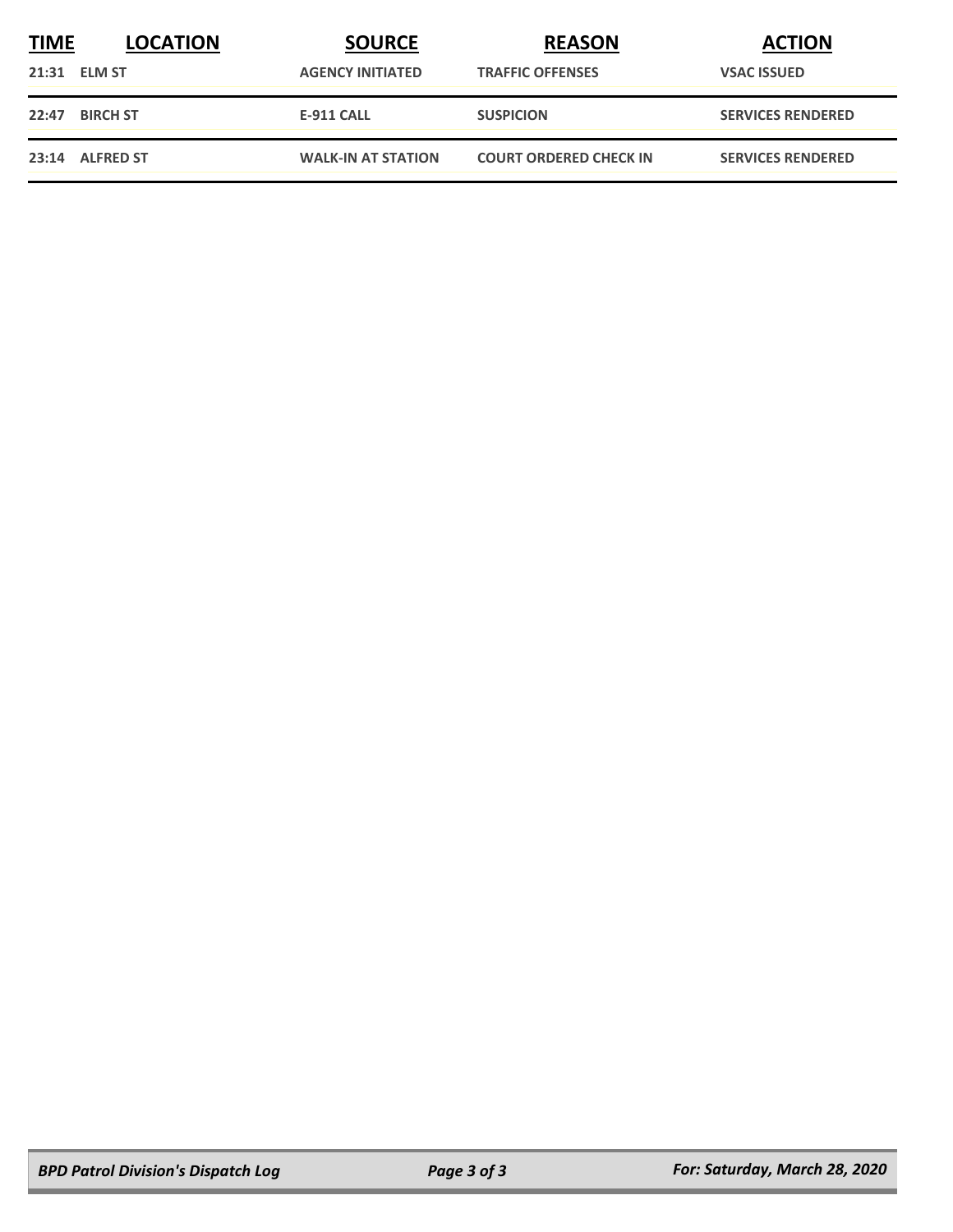| TIME | LOCATION | SOURCE | REASON | ACTION |
| --- | --- | --- | --- | --- |
| 21:31 | ELM ST | AGENCY INITIATED | TRAFFIC OFFENSES | VSAC ISSUED |
| 22:47 | BIRCH ST | E-911 CALL | SUSPICION | SERVICES RENDERED |
| 23:14 | ALFRED ST | WALK-IN AT STATION | COURT ORDERED CHECK IN | SERVICES RENDERED |